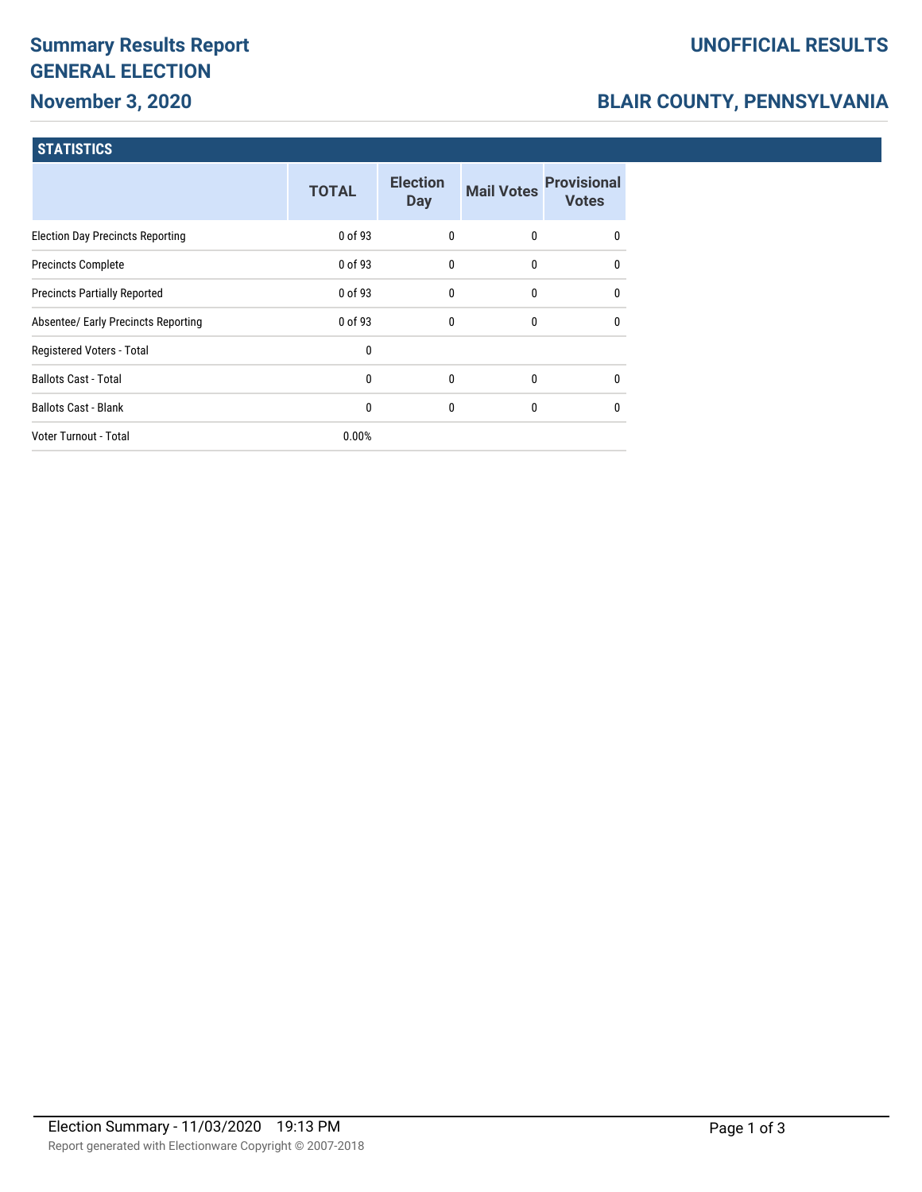# Summary Results Report
# GENERAL ELECTION
## November 3, 2020

## UNOFFICIAL RESULTS

## BLAIR COUNTY, PENNSYLVANIA

### STATISTICS

| | TOTAL | Election Day | Mail Votes | Provisional Votes |
|---|---|---|---|---|
| Election Day Precincts Reporting | 0 of 93 | 0 | 0 | 0 |
| Precincts Complete | 0 of 93 | 0 | 0 | 0 |
| Precincts Partially Reported | 0 of 93 | 0 | 0 | 0 |
| Absentee/ Early Precincts Reporting | 0 of 93 | 0 | 0 | 0 |
| Registered Voters - Total | 0 | | | |
| Ballots Cast - Total | 0 | 0 | 0 | 0 |
| Ballots Cast - Blank | 0 | 0 | 0 | 0 |
| Voter Turnout - Total | 0.00% | | | |

Election Summary - 11/03/2020 19:13 PM

Report generated with Electionware Copyright © 2007-2018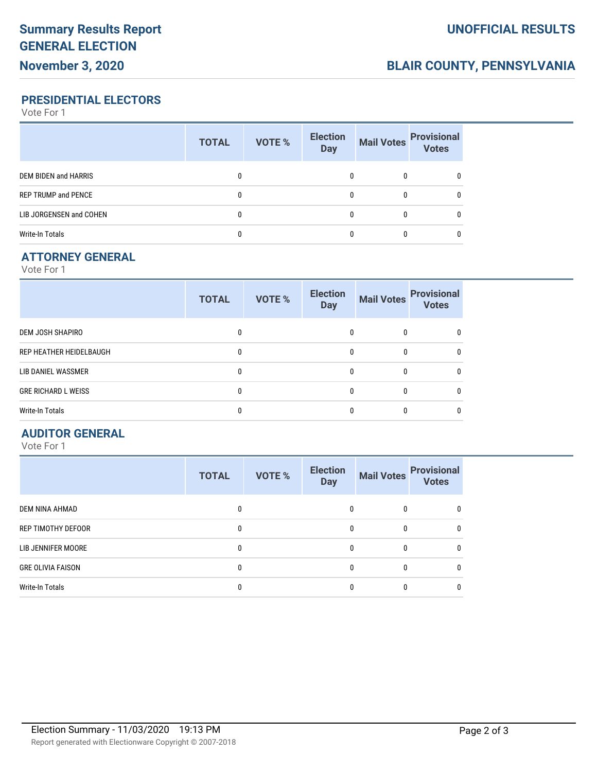# Summary Results Report
# GENERAL ELECTION
# November 3, 2020

**UNOFFICIAL RESULTS**

**BLAIR COUNTY, PENNSYLVANIA**

## PRESIDENTIAL ELECTORS

Vote For 1

| | TOTAL | VOTE % | Election Day | Mail Votes | Provisional Votes |
|---|---|---|---|---|---|
| DEM BIDEN and HARRIS | 0 | | 0 | 0 | 0 |
| REP TRUMP and PENCE | 0 | | 0 | 0 | 0 |
| LIB JORGENSEN and COHEN | 0 | | 0 | 0 | 0 |
| Write-In Totals | 0 | | 0 | 0 | 0 |

## ATTORNEY GENERAL

Vote For 1

| | TOTAL | VOTE % | Election Day | Mail Votes | Provisional Votes |
|---|---|---|---|---|---|
| DEM JOSH SHAPIRO | 0 | | 0 | 0 | 0 |
| REP HEATHER HEIDELBAUGH | 0 | | 0 | 0 | 0 |
| LIB DANIEL WASSMER | 0 | | 0 | 0 | 0 |
| GRE RICHARD L WEISS | 0 | | 0 | 0 | 0 |
| Write-In Totals | 0 | | 0 | 0 | 0 |

## AUDITOR GENERAL

Vote For 1

| | TOTAL | VOTE % | Election Day | Mail Votes | Provisional Votes |
|---|---|---|---|---|---|
| DEM NINA AHMAD | 0 | | 0 | 0 | 0 |
| REP TIMOTHY DEFOOR | 0 | | 0 | 0 | 0 |
| LIB JENNIFER MOORE | 0 | | 0 | 0 | 0 |
| GRE OLIVIA FAISON | 0 | | 0 | 0 | 0 |
| Write-In Totals | 0 | | 0 | 0 | 0 |

Election Summary - 11/03/2020 19:13 PM

Report generated with Electionware Copyright © 2007-2018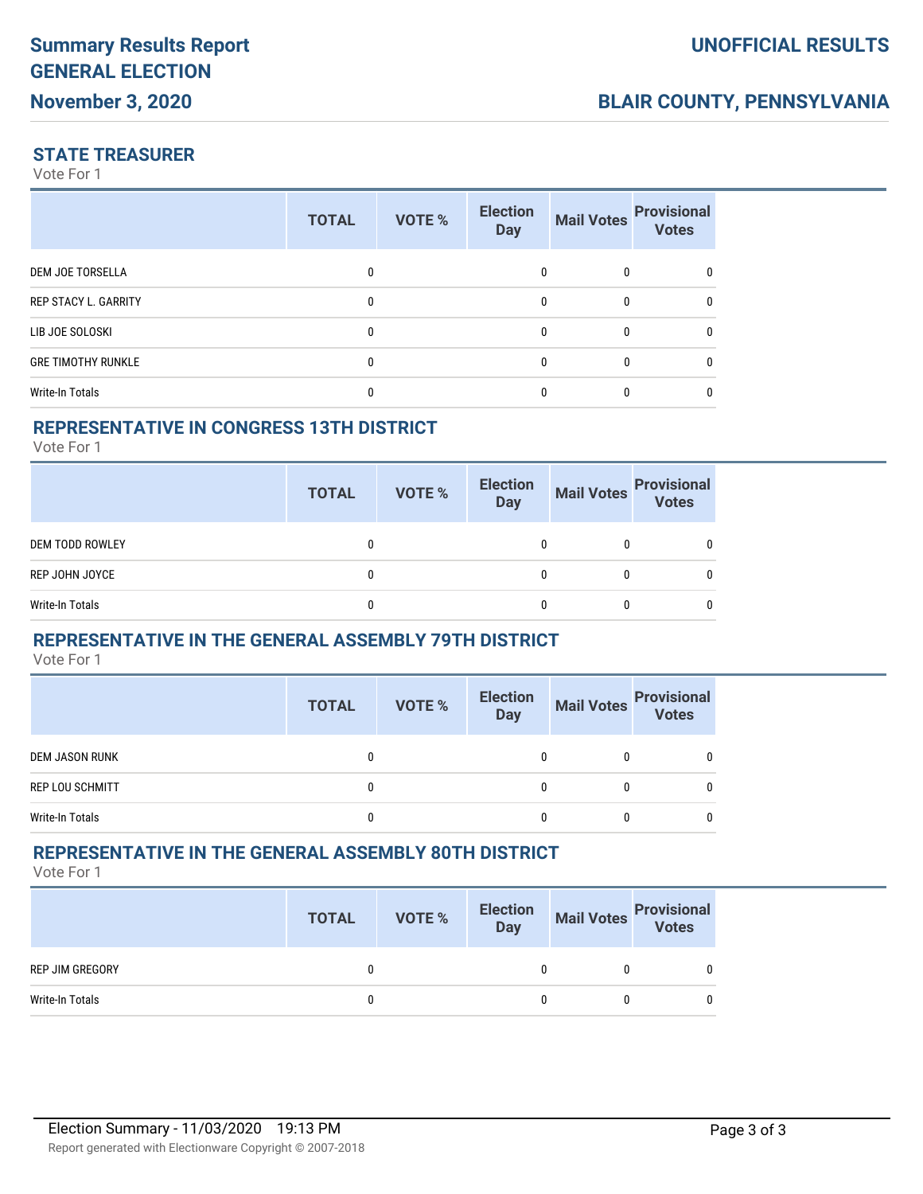# Summary Results Report
# GENERAL ELECTION
## November 3, 2020

**UNOFFICIAL RESULTS**

**BLAIR COUNTY, PENNSYLVANIA**

### STATE TREASURER

Vote For 1

| | TOTAL | VOTE % | Election Day | Mail Votes | Provisional Votes |
|---|---|---|---|---|---|
| DEM JOE TORSELLA | 0 | | 0 | 0 | 0 |
| REP STACY L. GARRITY | 0 | | 0 | 0 | 0 |
| LIB JOE SOLOSKI | 0 | | 0 | 0 | 0 |
| GRE TIMOTHY RUNKLE | 0 | | 0 | 0 | 0 |
| Write-In Totals | 0 | | 0 | 0 | 0 |

### REPRESENTATIVE IN CONGRESS 13TH DISTRICT

Vote For 1

| | TOTAL | VOTE % | Election Day | Mail Votes | Provisional Votes |
|---|---|---|---|---|---|
| DEM TODD ROWLEY | 0 | | 0 | 0 | 0 |
| REP JOHN JOYCE | 0 | | 0 | 0 | 0 |
| Write-In Totals | 0 | | 0 | 0 | 0 |

### REPRESENTATIVE IN THE GENERAL ASSEMBLY 79TH DISTRICT

Vote For 1

| | TOTAL | VOTE % | Election Day | Mail Votes | Provisional Votes |
|---|---|---|---|---|---|
| DEM JASON RUNK | 0 | | 0 | 0 | 0 |
| REP LOU SCHMITT | 0 | | 0 | 0 | 0 |
| Write-In Totals | 0 | | 0 | 0 | 0 |

### REPRESENTATIVE IN THE GENERAL ASSEMBLY 80TH DISTRICT

Vote For 1

| | TOTAL | VOTE % | Election Day | Mail Votes | Provisional Votes |
|---|---|---|---|---|---|
| REP JIM GREGORY | 0 | | 0 | 0 | 0 |
| Write-In Totals | 0 | | 0 | 0 | 0 |

Election Summary - 11/03/2020 19:13 PM

Report generated with Electionware Copyright © 2007-2018